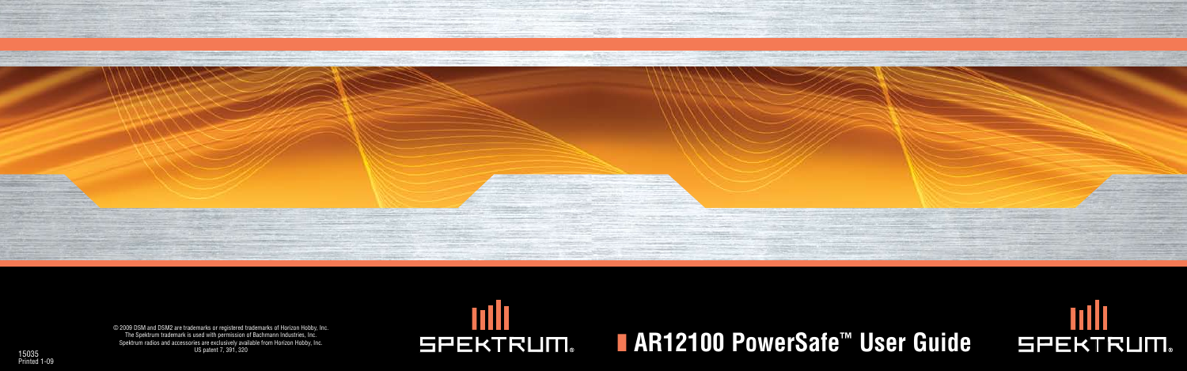# AR12100 PowerSafe™ User Guide

SPEKTRUM®

© 2009 DSM and DSM2 are trademarks or registered trademarks of Horizon Hobby, Inc.
The Spektrum trademark is used with permission of Bachmann Industries, Inc.
Spektrum radios and accessories are exclusively available from Horizon Hobby, Inc.
US patent 7, 391, 320

15035
Printed 1-09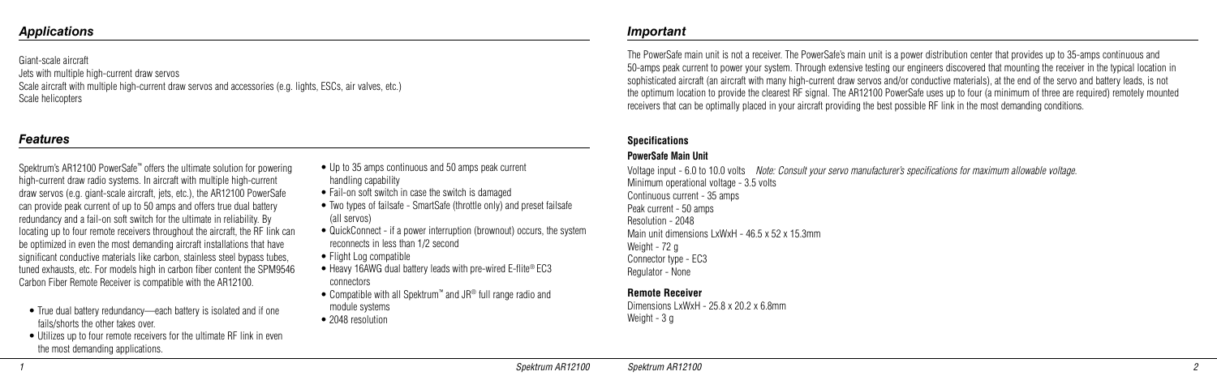## Applications

Giant-scale aircraft
Jets with multiple high-current draw servos
Scale aircraft with multiple high-current draw servos and accessories (e.g. lights, ESCs, air valves, etc.)
Scale helicopters

## Features

Spektrum's AR12100 PowerSafe™ offers the ultimate solution for powering high-current draw radio systems. In aircraft with multiple high-current draw servos (e.g. giant-scale aircraft, jets, etc.), the AR12100 PowerSafe can provide peak current of up to 50 amps and offers true dual battery redundancy and a fail-on soft switch for the ultimate in reliability. By locating up to four remote receivers throughout the aircraft, the RF link can be optimized in even the most demanding aircraft installations that have significant conductive materials like carbon, stainless steel bypass tubes, tuned exhausts, etc. For models high in carbon fiber content the SPM9546 Carbon Fiber Remote Receiver is compatible with the AR12100.

- True dual battery redundancy—each battery is isolated and if one fails/shorts the other takes over.
- Utilizes up to four remote receivers for the ultimate RF link in even the most demanding applications.
- Up to 35 amps continuous and 50 amps peak current handling capability
- Fail-on soft switch in case the switch is damaged
- Two types of failsafe - SmartSafe (throttle only) and preset failsafe (all servos)
- QuickConnect - if a power interruption (brownout) occurs, the system reconnects in less than 1/2 second
- Flight Log compatible
- Heavy 16AWG dual battery leads with pre-wired E-flite® EC3 connectors
- Compatible with all Spektrum™ and JR® full range radio and module systems
- 2048 resolution

## Important

The PowerSafe main unit is not a receiver. The PowerSafe's main unit is a power distribution center that provides up to 35-amps continuous and 50-amps peak current to power your system. Through extensive testing our engineers discovered that mounting the receiver in the typical location in sophisticated aircraft (an aircraft with many high-current draw servos and/or conductive materials), at the end of the servo and battery leads, is not the optimum location to provide the clearest RF signal. The AR12100 PowerSafe uses up to four (a minimum of three are required) remotely mounted receivers that can be optimally placed in your aircraft providing the best possible RF link in the most demanding conditions.

### Specifications

**PowerSafe Main Unit**

Voltage input - 6.0 to 10.0 volts *Note: Consult your servo manufacturer's specifications for maximum allowable voltage.*
Minimum operational voltage - 3.5 volts
Continuous current - 35 amps
Peak current - 50 amps
Resolution - 2048
Main unit dimensions LxWxH - 46.5 x 52 x 15.3mm
Weight - 72 g
Connector type - EC3
Regulator - None

**Remote Receiver**

Dimensions LxWxH - 25.8 x 20.2 x 6.8mm
Weight - 3 g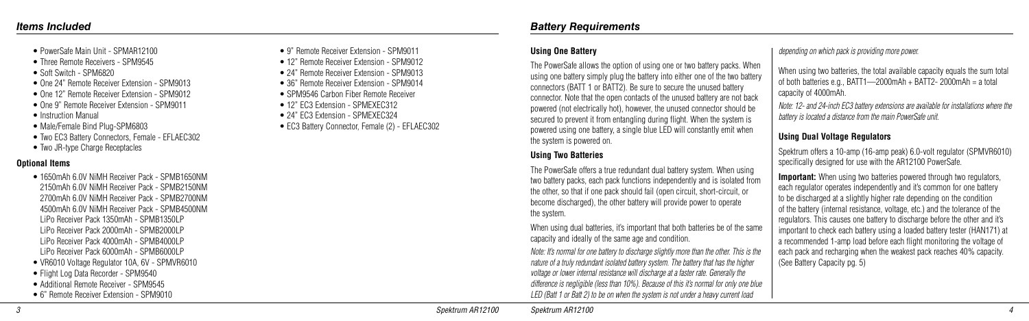## Items Included

- PowerSafe Main Unit - SPMAR12100
- Three Remote Receivers - SPM9545
- Soft Switch - SPM6820
- One 24" Remote Receiver Extension - SPM9013
- One 12" Remote Receiver Extension - SPM9012
- One 9" Remote Receiver Extension - SPM9011
- Instruction Manual
- Male/Female Bind Plug-SPM6803
- Two EC3 Battery Connectors, Female - EFLAEC302
- Two JR-type Charge Receptacles

### Optional Items

- 1650mAh 6.0V NiMH Receiver Pack - SPMB1650NM
  2150mAh 6.0V NiMH Receiver Pack - SPMB2150NM
  2700mAh 6.0V NiMH Receiver Pack - SPMB2700NM
  4500mAh 6.0V NiMH Receiver Pack - SPMB4500NM
  LiPo Receiver Pack 1350mAh - SPMB1350LP
  LiPo Receiver Pack 2000mAh - SPMB2000LP
  LiPo Receiver Pack 4000mAh - SPMB4000LP
  LiPo Receiver Pack 6000mAh - SPMB6000LP
- VR6010 Voltage Regulator 10A, 6V - SPMVR6010
- Flight Log Data Recorder - SPM9540
- Additional Remote Receiver - SPM9545
- 6" Remote Receiver Extension - SPM9010
- 9" Remote Receiver Extension - SPM9011
- 12" Remote Receiver Extension - SPM9012
- 24" Remote Receiver Extension - SPM9013
- 36" Remote Receiver Extension - SPM9014
- SPM9546 Carbon Fiber Remote Receiver
- 12" EC3 Extension - SPMEXEC312
- 24" EC3 Extension - SPMEXEC324
- EC3 Battery Connector, Female (2) - EFLAEC302

## Battery Requirements

### Using One Battery

The PowerSafe allows the option of using one or two battery packs. When using one battery simply plug the battery into either one of the two battery connectors (BATT 1 or BATT2). Be sure to secure the unused battery connector. Note that the open contacts of the unused battery are not back powered (not electrically hot), however, the unused connector should be secured to prevent it from entangling during flight. When the system is powered using one battery, a single blue LED will constantly emit when the system is powered on.

### Using Two Batteries

The PowerSafe offers a true redundant dual battery system. When using two battery packs, each pack functions independently and is isolated from the other, so that if one pack should fail (open circuit, short-circuit, or become discharged), the other battery will provide power to operate the system.

When using dual batteries, it's important that both batteries be of the same capacity and ideally of the same age and condition.

*Note: It's normal for one battery to discharge slightly more than the other. This is the nature of a truly redundant isolated battery system. The battery that has the higher voltage or lower internal resistance will discharge at a faster rate. Generally the difference is negligible (less than 10%). Because of this it's normal for only one blue LED (Batt 1 or Batt 2) to be on when the system is not under a heavy current load depending on which pack is providing more power.*

When using two batteries, the total available capacity equals the sum total of both batteries e.g., BATT1—2000mAh + BATT2- 2000mAh = a total capacity of 4000mAh.

*Note: 12- and 24-inch EC3 battery extensions are available for installations where the battery is located a distance from the main PowerSafe unit.*

### Using Dual Voltage Regulators

Spektrum offers a 10-amp (16-amp peak) 6.0-volt regulator (SPMVR6010) specifically designed for use with the AR12100 PowerSafe.

**Important:** When using two batteries powered through two regulators, each regulator operates independently and it's common for one battery to be discharged at a slightly higher rate depending on the condition of the battery (internal resistance, voltage, etc.) and the tolerance of the regulators. This causes one battery to discharge before the other and it's important to check each battery using a loaded battery tester (HAN171) at a recommended 1-amp load before each flight monitoring the voltage of each pack and recharging when the weakest pack reaches 40% capacity. (See Battery Capacity pg. 5)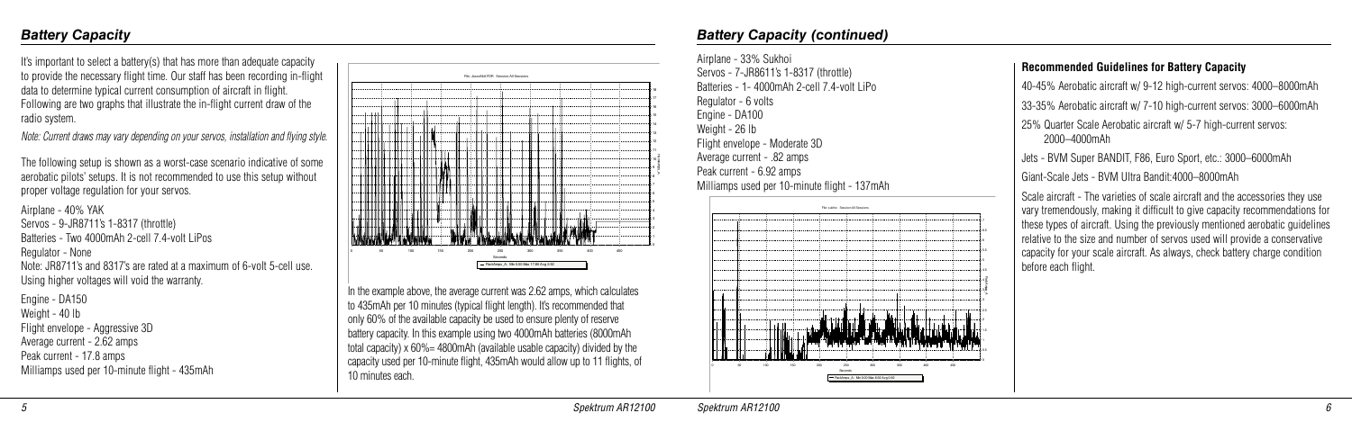## Battery Capacity

It's important to select a battery(s) that has more than adequate capacity to provide the necessary flight time. Our staff has been recording in-flight data to determine typical current consumption of aircraft in flight. Following are two graphs that illustrate the in-flight current draw of the radio system.

*Note: Current draws may vary depending on your servos, installation and flying style.*

The following setup is shown as a worst-case scenario indicative of some aerobatic pilots' setups. It is not recommended to use this setup without proper voltage regulation for your servos.

Airplane - 40% YAK
Servos - 9-JR8711's 1-8317 (throttle)
Batteries - Two 4000mAh 2-cell 7.4-volt LiPos
Regulator - None
Note: JR8711's and 8317's are rated at a maximum of 6-volt 5-cell use. Using higher voltages will void the warranty.

Engine - DA150
Weight - 40 lb
Flight envelope - Aggressive 3D
Average current - 2.62 amps
Peak current - 17.8 amps
Milliamps used per 10-minute flight - 435mAh

In the example above, the average current was 2.62 amps, which calculates to 435mAh per 10 minutes (typical flight length). It's recommended that only 60% of the available capacity be used to ensure plenty of reserve battery capacity. In this example using two 4000mAh batteries (8000mAh total capacity) x 60%= 4800mAh (available usable capacity) divided by the capacity used per 10-minute flight, 435mAh would allow up to 11 flights, of 10 minutes each.

## Battery Capacity (continued)

Airplane - 33% Sukhoi
Servos - 7-JR8611's 1-8317 (throttle)
Batteries - 1- 4000mAh 2-cell 7.4-volt LiPo
Regulator - 6 volts
Engine - DA100
Weight - 26 lb
Flight envelope - Moderate 3D
Average current - .82 amps
Peak current - 6.92 amps
Milliamps used per 10-minute flight - 137mAh

### Recommended Guidelines for Battery Capacity

40-45% Aerobatic aircraft w/ 9-12 high-current servos: 4000–8000mAh

33-35% Aerobatic aircraft w/ 7-10 high-current servos: 3000–6000mAh

25% Quarter Scale Aerobatic aircraft w/ 5-7 high-current servos: 2000–4000mAh

Jets - BVM Super BANDIT, F86, Euro Sport, etc.: 3000–6000mAh

Giant-Scale Jets - BVM Ultra Bandit:4000–8000mAh

Scale aircraft - The varieties of scale aircraft and the accessories they use vary tremendously, making it difficult to give capacity recommendations for these types of aircraft. Using the previously mentioned aerobatic guidelines relative to the size and number of servos used will provide a conservative capacity for your scale aircraft. As always, check battery charge condition before each flight.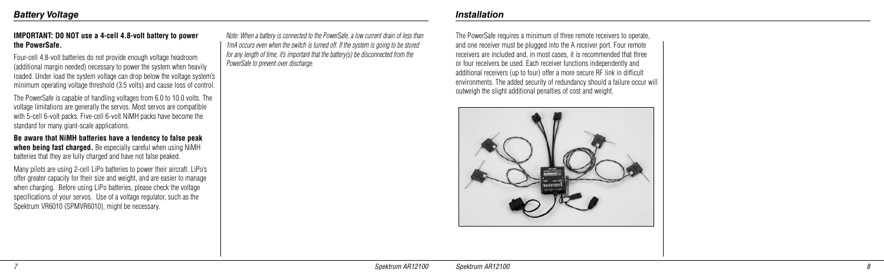## Battery Voltage

**IMPORTANT: DO NOT use a 4-cell 4.8-volt battery to power the PowerSafe.**

Four-cell 4.8-volt batteries do not provide enough voltage headroom (additional margin needed) necessary to power the system when heavily loaded. Under load the system voltage can drop below the voltage system's minimum operating voltage threshold (3.5 volts) and cause loss of control.

The PowerSafe is capable of handling voltages from 6.0 to 10.0 volts. The voltage limitations are generally the servos. Most servos are compatible with 5-cell 6-volt packs. Five-cell 6-volt NiMH packs have become the standard for many giant-scale applications.

**Be aware that NiMH batteries have a tendency to false peak when being fast charged.** Be especially careful when using NiMH batteries that they are fully charged and have not false peaked.

Many pilots are using 2-cell LiPo batteries to power their aircraft. LiPo's offer greater capacity for their size and weight, and are easier to manage when charging. Before using LiPo batteries, please check the voltage specifications of your servos. Use of a voltage regulator, such as the Spektrum VR6010 (SPMVR6010), might be necessary.

*Note: When a battery is connected to the PowerSafe, a low current drain of less than 1mA occurs even when the switch is turned off. If the system is going to be stored for any length of time, it's important that the battery(s) be disconnected from the PowerSafe to prevent over discharge.*

## Installation

The PowerSafe requires a minimum of three remote receivers to operate, and one receiver must be plugged into the A receiver port. Four remote receivers are included and, in most cases, it is recommended that three or four receivers be used. Each receiver functions independently and additional receivers (up to four) offer a more secure RF link in difficult environments. The added security of redundancy should a failure occur will outweigh the slight additional penalties of cost and weight.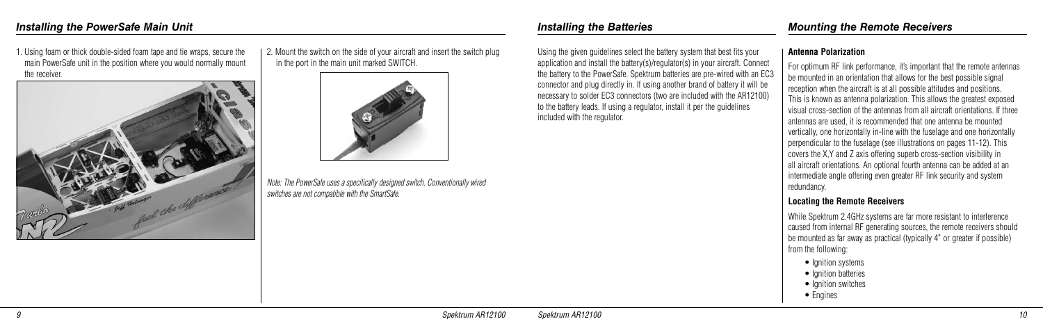## Installing the PowerSafe Main Unit

1. Using foam or thick double-sided foam tape and tie wraps, secure the main PowerSafe unit in the position where you would normally mount the receiver.

2. Mount the switch on the side of your aircraft and insert the switch plug in the port in the main unit marked SWITCH.

*Note: The PowerSafe uses a specifically designed switch. Conventionally wired switches are not compatible with the SmartSafe.*

## Installing the Batteries

Using the given guidelines select the battery system that best fits your application and install the battery(s)/regulator(s) in your aircraft. Connect the battery to the PowerSafe. Spektrum batteries are pre-wired with an EC3 connector and plug directly in. If using another brand of battery it will be necessary to solder EC3 connectors (two are included with the AR12100) to the battery leads. If using a regulator, install it per the guidelines included with the regulator.

## Mounting the Remote Receivers

### Antenna Polarization

For optimum RF link performance, it's important that the remote antennas be mounted in an orientation that allows for the best possible signal reception when the aircraft is at all possible attitudes and positions. This is known as antenna polarization. This allows the greatest exposed visual cross-section of the antennas from all aircraft orientations. If three antennas are used, it is recommended that one antenna be mounted vertically, one horizontally in-line with the fuselage and one horizontally perpendicular to the fuselage (see illustrations on pages 11-12). This covers the X,Y and Z axis offering superb cross-section visibility in all aircraft orientations. An optional fourth antenna can be added at an intermediate angle offering even greater RF link security and system redundancy.

### Locating the Remote Receivers

While Spektrum 2.4GHz systems are far more resistant to interference caused from internal RF generating sources, the remote receivers should be mounted as far away as practical (typically 4" or greater if possible) from the following:

- Ignition systems
- Ignition batteries
- Ignition switches
- Engines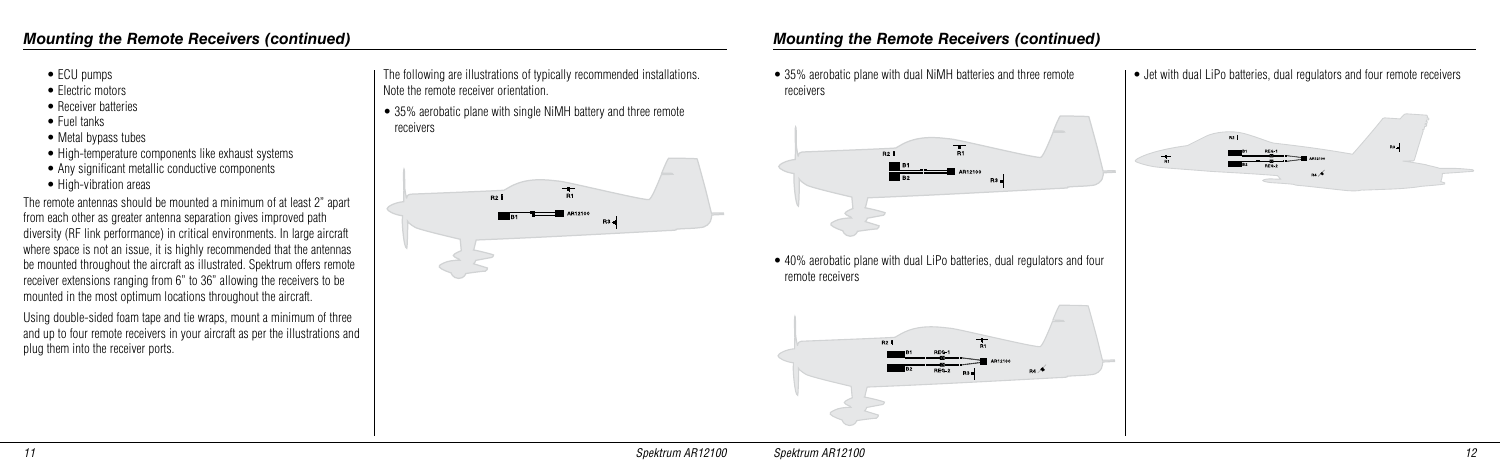## Mounting the Remote Receivers (continued)

- ECU pumps
- Electric motors
- Receiver batteries
- Fuel tanks
- Metal bypass tubes
- High-temperature components like exhaust systems
- Any significant metallic conductive components
- High-vibration areas

The remote antennas should be mounted a minimum of at least 2" apart from each other as greater antenna separation gives improved path diversity (RF link performance) in critical environments. In large aircraft where space is not an issue, it is highly recommended that the antennas be mounted throughout the aircraft as illustrated. Spektrum offers remote receiver extensions ranging from 6" to 36" allowing the receivers to be mounted in the most optimum locations throughout the aircraft.

Using double-sided foam tape and tie wraps, mount a minimum of three and up to four remote receivers in your aircraft as per the illustrations and plug them into the receiver ports.

The following are illustrations of typically recommended installations. Note the remote receiver orientation.

- 35% aerobatic plane with single NiMH battery and three remote receivers

## Mounting the Remote Receivers (continued)

- 35% aerobatic plane with dual NiMH batteries and three remote receivers

- 40% aerobatic plane with dual LiPo batteries, dual regulators and four remote receivers

- Jet with dual LiPo batteries, dual regulators and four remote receivers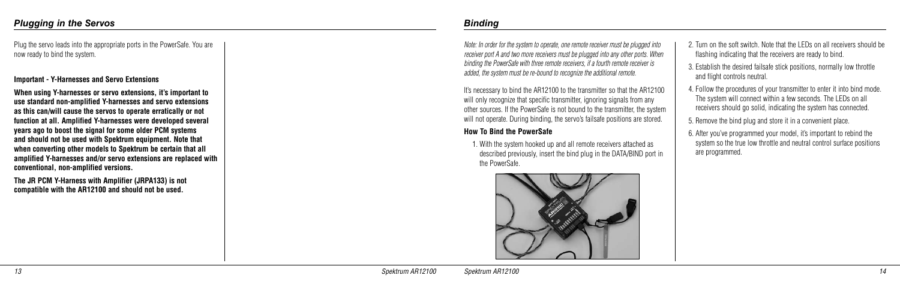## Plugging in the Servos

Plug the servo leads into the appropriate ports in the PowerSafe. You are now ready to bind the system.

**Important - Y-Harnesses and Servo Extensions**

**When using Y-harnesses or servo extensions, it's important to use standard non-amplified Y-harnesses and servo extensions as this can/will cause the servos to operate erratically or not function at all. Amplified Y-harnesses were developed several years ago to boost the signal for some older PCM systems and should not be used with Spektrum equipment. Note that when converting other models to Spektrum be certain that all amplified Y-harnesses and/or servo extensions are replaced with conventional, non-amplified versions.**

**The JR PCM Y-Harness with Amplifier (JRPA133) is not compatible with the AR12100 and should not be used.**

## Binding

*Note: In order for the system to operate, one remote receiver must be plugged into receiver port A and two more receivers must be plugged into any other ports. When binding the PowerSafe with three remote receivers, if a fourth remote receiver is added, the system must be re-bound to recognize the additional remote.*

It's necessary to bind the AR12100 to the transmitter so that the AR12100 will only recognize that specific transmitter, ignoring signals from any other sources. If the PowerSafe is not bound to the transmitter, the system will not operate. During binding, the servo's failsafe positions are stored.

### How To Bind the PowerSafe

1. With the system hooked up and all remote receivers attached as described previously, insert the bind plug in the DATA/BIND port in the PowerSafe.
2. Turn on the soft switch. Note that the LEDs on all receivers should be flashing indicating that the receivers are ready to bind.
3. Establish the desired failsafe stick positions, normally low throttle and flight controls neutral.
4. Follow the procedures of your transmitter to enter it into bind mode. The system will connect within a few seconds. The LEDs on all receivers should go solid, indicating the system has connected.
5. Remove the bind plug and store it in a convenient place.
6. After you've programmed your model, it's important to rebind the system so the true low throttle and neutral control surface positions are programmed.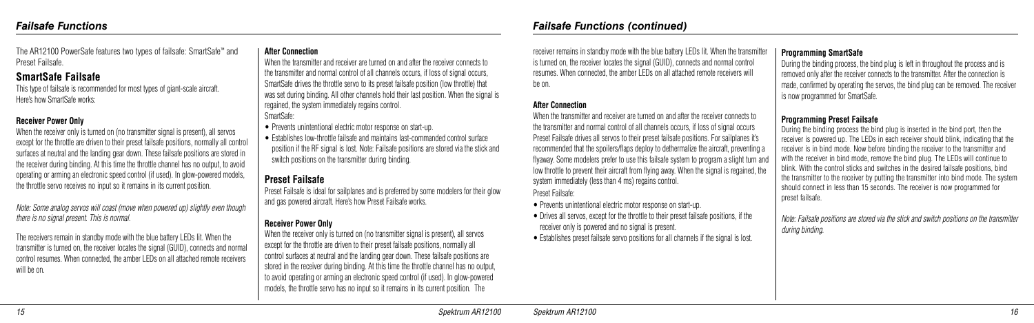# Failsafe Functions

The AR12100 PowerSafe features two types of failsafe: SmartSafe™ and Preset Failsafe.

## SmartSafe Failsafe

This type of failsafe is recommended for most types of giant-scale aircraft. Here's how SmartSafe works:

### Receiver Power Only

When the receiver only is turned on (no transmitter signal is present), all servos except for the throttle are driven to their preset failsafe positions, normally all control surfaces at neutral and the landing gear down. These failsafe positions are stored in the receiver during binding. At this time the throttle channel has no output, to avoid operating or arming an electronic speed control (if used). In glow-powered models, the throttle servo receives no input so it remains in its current position.

*Note: Some analog servos will coast (move when powered up) slightly even though there is no signal present. This is normal.*

The receivers remain in standby mode with the blue battery LEDs lit. When the transmitter is turned on, the receiver locates the signal (GUID), connects and normal control resumes. When connected, the amber LEDs on all attached remote receivers will be on.

### After Connection

When the transmitter and receiver are turned on and after the receiver connects to the transmitter and normal control of all channels occurs, if loss of signal occurs, SmartSafe drives the throttle servo to its preset failsafe position (low throttle) that was set during binding. All other channels hold their last position. When the signal is regained, the system immediately regains control.

SmartSafe:

- Prevents unintentional electric motor response on start-up.
- Establishes low-throttle failsafe and maintains last-commanded control surface position if the RF signal is lost. Note: Failsafe positions are stored via the stick and switch positions on the transmitter during binding.

## Preset Failsafe

Preset Failsafe is ideal for sailplanes and is preferred by some modelers for their glow and gas powered aircraft. Here's how Preset Failsafe works.

### Receiver Power Only

When the receiver only is turned on (no transmitter signal is present), all servos except for the throttle are driven to their preset failsafe positions, normally all control surfaces at neutral and the landing gear down. These failsafe positions are stored in the receiver during binding. At this time the throttle channel has no output, to avoid operating or arming an electronic speed control (if used). In glow-powered models, the throttle servo has no input so it remains in its current position. The receiver remains in standby mode with the blue battery LEDs lit. When the transmitter is turned on, the receiver locates the signal (GUID), connects and normal control resumes. When connected, the amber LEDs on all attached remote receivers will be on.

### After Connection

When the transmitter and receiver are turned on and after the receiver connects to the transmitter and normal control of all channels occurs, if loss of signal occurs Preset Failsafe drives all servos to their preset failsafe positions. For sailplanes it's recommended that the spoilers/flaps deploy to dethermalize the aircraft, preventing a flyaway. Some modelers prefer to use this failsafe system to program a slight turn and low throttle to prevent their aircraft from flying away. When the signal is regained, the system immediately (less than 4 ms) regains control.

Preset Failsafe:

- Prevents unintentional electric motor response on start-up.
- Drives all servos, except for the throttle to their preset failsafe positions, if the receiver only is powered and no signal is present.
- Establishes preset failsafe servo positions for all channels if the signal is lost.

### Programming SmartSafe

During the binding process, the bind plug is left in throughout the process and is removed only after the receiver connects to the transmitter. After the connection is made, confirmed by operating the servos, the bind plug can be removed. The receiver is now programmed for SmartSafe.

### Programming Preset Failsafe

During the binding process the bind plug is inserted in the bind port, then the receiver is powered up. The LEDs in each receiver should blink, indicating that the receiver is in bind mode. Now before binding the receiver to the transmitter and with the receiver in bind mode, remove the bind plug. The LEDs will continue to blink. With the control sticks and switches in the desired failsafe positions, bind the transmitter to the receiver by putting the transmitter into bind mode. The system should connect in less than 15 seconds. The receiver is now programmed for preset failsafe.

*Note: Failsafe positions are stored via the stick and switch positions on the transmitter during binding.*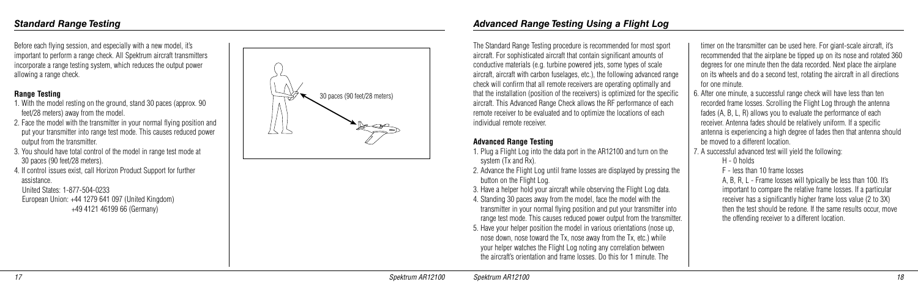## Standard Range Testing

Before each flying session, and especially with a new model, it's important to perform a range check. All Spektrum aircraft transmitters incorporate a range testing system, which reduces the output power allowing a range check.

### Range Testing

1. With the model resting on the ground, stand 30 paces (approx. 90 feet/28 meters) away from the model.
2. Face the model with the transmitter in your normal flying position and put your transmitter into range test mode. This causes reduced power output from the transmitter.
3. You should have total control of the model in range test mode at 30 paces (90 feet/28 meters).
4. If control issues exist, call Horizon Product Support for further assistance.

   United States: 1-877-504-0233
   European Union: +44 1279 641 097 (United Kingdom)
   +49 4121 46199 66 (Germany)

30 paces (90 feet/28 meters)

## Advanced Range Testing Using a Flight Log

The Standard Range Testing procedure is recommended for most sport aircraft. For sophisticated aircraft that contain significant amounts of conductive materials (e.g. turbine powered jets, some types of scale aircraft, aircraft with carbon fuselages, etc.), the following advanced range check will confirm that all remote receivers are operating optimally and that the installation (position of the receivers) is optimized for the specific aircraft. This Advanced Range Check allows the RF performance of each remote receiver to be evaluated and to optimize the locations of each individual remote receiver.

### Advanced Range Testing

1. Plug a Flight Log into the data port in the AR12100 and turn on the system (Tx and Rx).
2. Advance the Flight Log until frame losses are displayed by pressing the button on the Flight Log.
3. Have a helper hold your aircraft while observing the Flight Log data.
4. Standing 30 paces away from the model, face the model with the transmitter in your normal flying position and put your transmitter into range test mode. This causes reduced power output from the transmitter.
5. Have your helper position the model in various orientations (nose up, nose down, nose toward the Tx, nose away from the Tx, etc.) while your helper watches the Flight Log noting any correlation between the aircraft's orientation and frame losses. Do this for 1 minute. The timer on the transmitter can be used here. For giant-scale aircraft, it's recommended that the airplane be tipped up on its nose and rotated 360 degrees for one minute then the data recorded. Next place the airplane on its wheels and do a second test, rotating the aircraft in all directions for one minute.
6. After one minute, a successful range check will have less than ten recorded frame losses. Scrolling the Flight Log through the antenna fades (A, B, L, R) allows you to evaluate the performance of each receiver. Antenna fades should be relatively uniform. If a specific antenna is experiencing a high degree of fades then that antenna should be moved to a different location.
7. A successful advanced test will yield the following:

   H - 0 holds

   F - less than 10 frame losses

   A, B, R, L - Frame losses will typically be less than 100. It's important to compare the relative frame losses. If a particular receiver has a significantly higher frame loss value (2 to 3X) then the test should be redone. If the same results occur, move the offending receiver to a different location.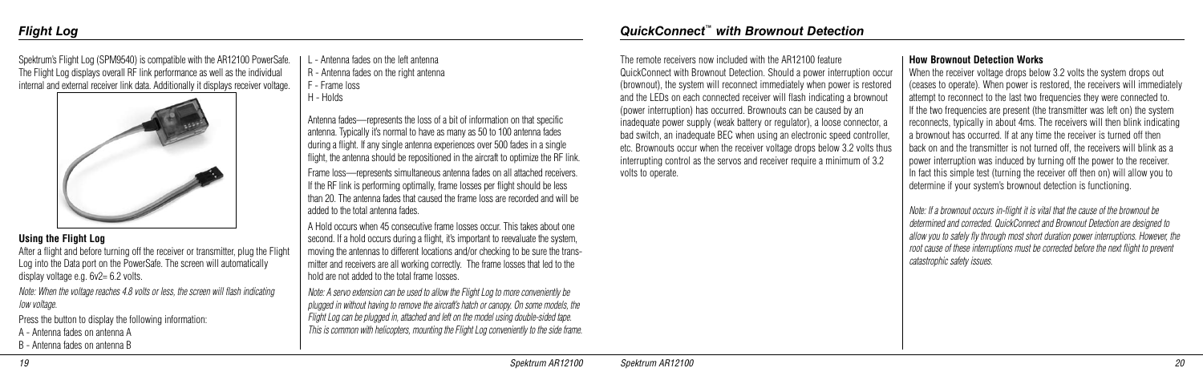## Flight Log

Spektrum's Flight Log (SPM9540) is compatible with the AR12100 PowerSafe. The Flight Log displays overall RF link performance as well as the individual internal and external receiver link data. Additionally it displays receiver voltage.

### Using the Flight Log

After a flight and before turning off the receiver or transmitter, plug the Flight Log into the Data port on the PowerSafe. The screen will automatically display voltage e.g. 6v2= 6.2 volts.

*Note: When the voltage reaches 4.8 volts or less, the screen will flash indicating low voltage.*

Press the button to display the following information:

A - Antenna fades on antenna A
B - Antenna fades on antenna B
L - Antenna fades on the left antenna
R - Antenna fades on the right antenna
F - Frame loss
H - Holds

Antenna fades—represents the loss of a bit of information on that specific antenna. Typically it's normal to have as many as 50 to 100 antenna fades during a flight. If any single antenna experiences over 500 fades in a single flight, the antenna should be repositioned in the aircraft to optimize the RF link.

Frame loss—represents simultaneous antenna fades on all attached receivers. If the RF link is performing optimally, frame losses per flight should be less than 20. The antenna fades that caused the frame loss are recorded and will be added to the total antenna fades.

A Hold occurs when 45 consecutive frame losses occur. This takes about one second. If a hold occurs during a flight, it's important to reevaluate the system, moving the antennas to different locations and/or checking to be sure the transmitter and receivers are all working correctly. The frame losses that led to the hold are not added to the total frame losses.

*Note: A servo extension can be used to allow the Flight Log to more conveniently be plugged in without having to remove the aircraft's hatch or canopy. On some models, the Flight Log can be plugged in, attached and left on the model using double-sided tape. This is common with helicopters, mounting the Flight Log conveniently to the side frame.*

## QuickConnect™ with Brownout Detection

The remote receivers now included with the AR12100 feature QuickConnect with Brownout Detection. Should a power interruption occur (brownout), the system will reconnect immediately when power is restored and the LEDs on each connected receiver will flash indicating a brownout (power interruption) has occurred. Brownouts can be caused by an inadequate power supply (weak battery or regulator), a loose connector, a bad switch, an inadequate BEC when using an electronic speed controller, etc. Brownouts occur when the receiver voltage drops below 3.2 volts thus interrupting control as the servos and receiver require a minimum of 3.2 volts to operate.

### How Brownout Detection Works

When the receiver voltage drops below 3.2 volts the system drops out (ceases to operate). When power is restored, the receivers will immediately attempt to reconnect to the last two frequencies they were connected to. If the two frequencies are present (the transmitter was left on) the system reconnects, typically in about 4ms. The receivers will then blink indicating a brownout has occurred. If at any time the receiver is turned off then back on and the transmitter is not turned off, the receivers will blink as a power interruption was induced by turning off the power to the receiver. In fact this simple test (turning the receiver off then on) will allow you to determine if your system's brownout detection is functioning.

*Note: If a brownout occurs in-flight it is vital that the cause of the brownout be determined and corrected. QuickConnect and Brownout Detection are designed to allow you to safely fly through most short duration power interruptions. However, the root cause of these interruptions must be corrected before the next flight to prevent catastrophic safety issues.*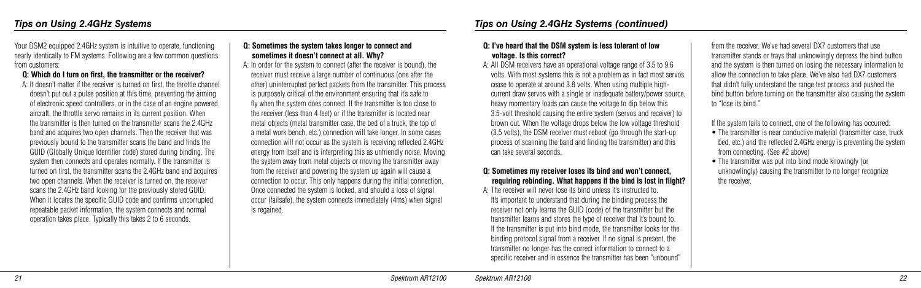## Tips on Using 2.4GHz Systems

Your DSM2 equipped 2.4GHz system is intuitive to operate, functioning nearly identically to FM systems. Following are a few common questions from customers:

**Q: Which do I turn on first, the transmitter or the receiver?**

A: It doesn't matter if the receiver is turned on first, the throttle channel doesn't put out a pulse position at this time, preventing the arming of electronic speed controllers, or in the case of an engine powered aircraft, the throttle servo remains in its current position. When the transmitter is then turned on the transmitter scans the 2.4GHz band and acquires two open channels. Then the receiver that was previously bound to the transmitter scans the band and finds the GUID (Globally Unique Identifier code) stored during binding. The system then connects and operates normally. If the transmitter is turned on first, the transmitter scans the 2.4GHz band and acquires two open channels. When the receiver is turned on, the receiver scans the 2.4GHz band looking for the previously stored GUID. When it locates the specific GUID code and confirms uncorrupted repeatable packet information, the system connects and normal operation takes place. Typically this takes 2 to 6 seconds.

**Q: Sometimes the system takes longer to connect and sometimes it doesn't connect at all. Why?**

A: In order for the system to connect (after the receiver is bound), the receiver must receive a large number of continuous (one after the other) uninterrupted perfect packets from the transmitter. This process is purposely critical of the environment ensuring that it's safe to fly when the system does connect. If the transmitter is too close to the receiver (less than 4 feet) or if the transmitter is located near metal objects (metal transmitter case, the bed of a truck, the top of a metal work bench, etc.) connection will take longer. In some cases connection will not occur as the system is receiving reflected 2.4GHz energy from itself and is interpreting this as unfriendly noise. Moving the system away from metal objects or moving the transmitter away from the receiver and powering the system up again will cause a connection to occur. This only happens during the initial connection. Once connected the system is locked, and should a loss of signal occur (failsafe), the system connects immediately (4ms) when signal is regained.

## Tips on Using 2.4GHz Systems (continued)

**Q: I've heard that the DSM system is less tolerant of low voltage. Is this correct?**

A: All DSM receivers have an operational voltage range of 3.5 to 9.6 volts. With most systems this is not a problem as in fact most servos cease to operate at around 3.8 volts. When using multiple high-current draw servos with a single or inadequate battery/power source, heavy momentary loads can cause the voltage to dip below this 3.5-volt threshold causing the entire system (servos and receiver) to brown out. When the voltage drops below the low voltage threshold (3.5 volts), the DSM receiver must reboot (go through the start-up process of scanning the band and finding the transmitter) and this can take several seconds.

**Q: Sometimes my receiver loses its bind and won't connect, requiring rebinding. What happens if the bind is lost in flight?**

A: The receiver will never lose its bind unless it's instructed to. It's important to understand that during the binding process the receiver not only learns the GUID (code) of the transmitter but the transmitter learns and stores the type of receiver that it's bound to. If the transmitter is put into bind mode, the transmitter looks for the binding protocol signal from a receiver. If no signal is present, the transmitter no longer has the correct information to connect to a specific receiver and in essence the transmitter has been "unbound" from the receiver. We've had several DX7 customers that use transmitter stands or trays that unknowingly depress the bind button and the system is then turned on losing the necessary information to allow the connection to take place. We've also had DX7 customers that didn't fully understand the range test process and pushed the bind button before turning on the transmitter also causing the system to "lose its bind."

If the system fails to connect, one of the following has occurred:

- The transmitter is near conductive material (transmitter case, truck bed, etc.) and the reflected 2.4GHz energy is preventing the system from connecting. (See #2 above)
- The transmitter was put into bind mode knowingly (or unknowlingly) causing the transmitter to no longer recognize the receiver.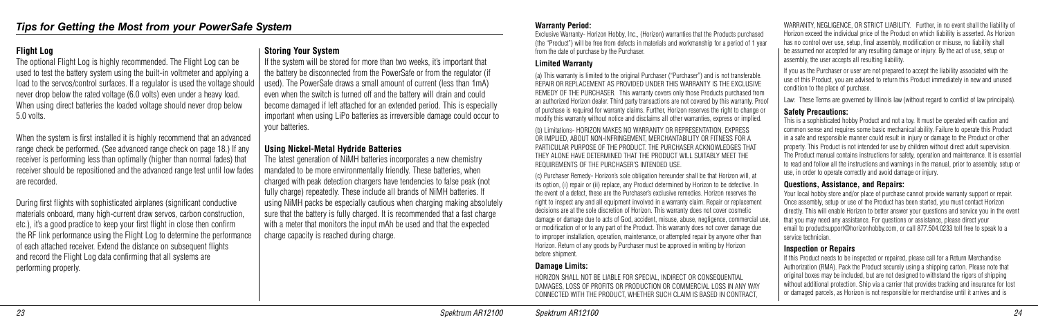## Tips for Getting the Most from your PowerSafe System

### Flight Log

The optional Flight Log is highly recommended. The Flight Log can be used to test the battery system using the built-in voltmeter and applying a load to the servos/control surfaces. If a regulator is used the voltage should never drop below the rated voltage (6.0 volts) even under a heavy load. When using direct batteries the loaded voltage should never drop below 5.0 volts.

When the system is first installed it is highly recommend that an advanced range check be performed. (See advanced range check on page 18.) If any receiver is performing less than optimally (higher than normal fades) that receiver should be repositioned and the advanced range test until low fades are recorded.

During first flights with sophisticated airplanes (significant conductive materials onboard, many high-current draw servos, carbon construction, etc.), it's a good practice to keep your first flight in close then confirm the RF link performance using the Flight Log to determine the performance of each attached receiver. Extend the distance on subsequent flights and record the Flight Log data confirming that all systems are performing properly.

### Storing Your System

If the system will be stored for more than two weeks, it's important that the battery be disconnected from the PowerSafe or from the regulator (if used). The PowerSafe draws a small amount of current (less than 1mA) even when the switch is turned off and the battery will drain and could become damaged if left attached for an extended period. This is especially important when using LiPo batteries as irreversible damage could occur to your batteries.

### Using Nickel-Metal Hydride Batteries

The latest generation of NiMH batteries incorporates a new chemistry mandated to be more environmentally friendly. These batteries, when charged with peak detection chargers have tendencies to false peak (not fully charge) repeatedly. These include all brands of NiMH batteries. If using NiMH packs be especially cautious when charging making absolutely sure that the battery is fully charged. It is recommended that a fast charge with a meter that monitors the input mAh be used and that the expected charge capacity is reached during charge.

### Warranty Period:

Exclusive Warranty- Horizon Hobby, Inc., (Horizon) warranties that the Products purchased (the "Product") will be free from defects in materials and workmanship for a period of 1 year from the date of purchase by the Purchaser.

### Limited Warranty

(a) This warranty is limited to the original Purchaser ("Purchaser") and is not transferable. REPAIR OR REPLACEMENT AS PROVIDED UNDER THIS WARRANTY IS THE EXCLUSIVE REMEDY OF THE PURCHASER. This warranty covers only those Products purchased from an authorized Horizon dealer. Third party transactions are not covered by this warranty. Proof of purchase is required for warranty claims. Further, Horizon reserves the right to change or modify this warranty without notice and disclaims all other warranties, express or implied.

(b) Limitations- HORIZON MAKES NO WARRANTY OR REPRESENTATION, EXPRESS OR IMPLIED, ABOUT NON-INFRINGEMENT, MERCHANTABILITY OR FITNESS FOR A PARTICULAR PURPOSE OF THE PRODUCT. THE PURCHASER ACKNOWLEDGES THAT THEY ALONE HAVE DETERMINED THAT THE PRODUCT WILL SUITABLY MEET THE REQUIREMENTS OF THE PURCHASER'S INTENDED USE.

(c) Purchaser Remedy- Horizon's sole obligation hereunder shall be that Horizon will, at its option, (i) repair or (ii) replace, any Product determined by Horizon to be defective. In the event of a defect, these are the Purchaser's exclusive remedies. Horizon reserves the right to inspect any and all equipment involved in a warranty claim. Repair or replacement decisions are at the sole discretion of Horizon. This warranty does not cover cosmetic damage or damage due to acts of God, accident, misuse, abuse, negligence, commercial use, or modification of or to any part of the Product. This warranty does not cover damage due to improper installation, operation, maintenance, or attempted repair by anyone other than Horizon. Return of any goods by Purchaser must be approved in writing by Horizon before shipment.

### Damage Limits:

HORIZON SHALL NOT BE LIABLE FOR SPECIAL, INDIRECT OR CONSEQUENTIAL DAMAGES, LOSS OF PROFITS OR PRODUCTION OR COMMERCIAL LOSS IN ANY WAY CONNECTED WITH THE PRODUCT, WHETHER SUCH CLAIM IS BASED IN CONTRACT, WARRANTY, NEGLIGENCE, OR STRICT LIABILITY. Further, in no event shall the liability of Horizon exceed the individual price of the Product on which liability is asserted. As Horizon has no control over use, setup, final assembly, modification or misuse, no liability shall be assumed nor accepted for any resulting damage or injury. By the act of use, setup or assembly, the user accepts all resulting liability.

If you as the Purchaser or user are not prepared to accept the liability associated with the use of this Product, you are advised to return this Product immediately in new and unused condition to the place of purchase.

Law: These Terms are governed by Illinois law (without regard to conflict of law principals).

### Safety Precautions:

This is a sophisticated hobby Product and not a toy. It must be operated with caution and common sense and requires some basic mechanical ability. Failure to operate this Product in a safe and responsible manner could result in injury or damage to the Product or other property. This Product is not intended for use by children without direct adult supervision. The Product manual contains instructions for safety, operation and maintenance. It is essential to read and follow all the instructions and warnings in the manual, prior to assembly, setup or use, in order to operate correctly and avoid damage or injury.

### Questions, Assistance, and Repairs:

Your local hobby store and/or place of purchase cannot provide warranty support or repair. Once assembly, setup or use of the Product has been started, you must contact Horizon directly. This will enable Horizon to better answer your questions and service you in the event that you may need any assistance. For questions or assistance, please direct your email to productsupport@horizonhobby.com, or call 877.504.0233 toll free to speak to a service technician.

### Inspection or Repairs

If this Product needs to be inspected or repaired, please call for a Return Merchandise Authorization (RMA). Pack the Product securely using a shipping carton. Please note that original boxes may be included, but are not designed to withstand the rigors of shipping without additional protection. Ship via a carrier that provides tracking and insurance for lost or damaged parcels, as Horizon is not responsible for merchandise until it arrives and is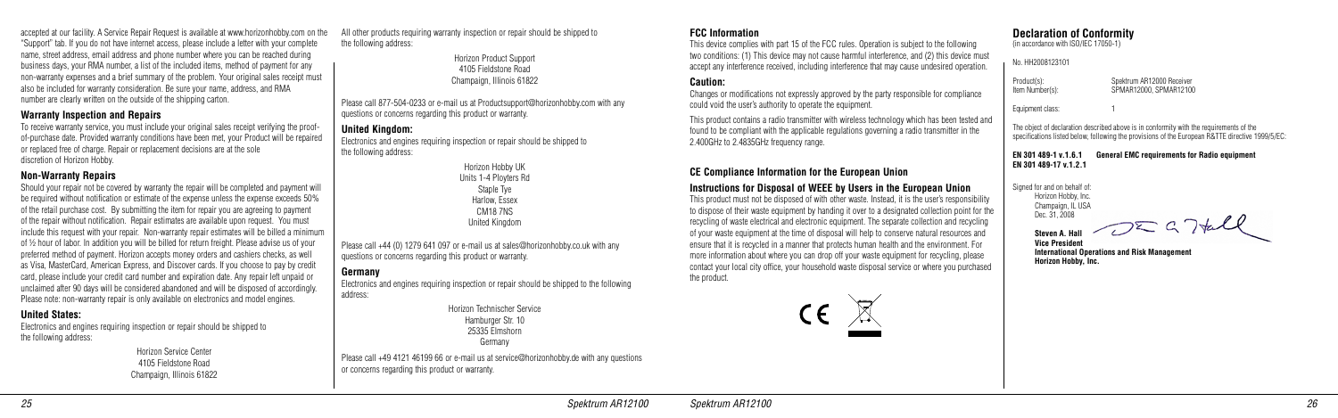accepted at our facility. A Service Repair Request is available at www.horizonhobby.com on the "Support" tab. If you do not have internet access, please include a letter with your complete name, street address, email address and phone number where you can be reached during business days, your RMA number, a list of the included items, method of payment for any non-warranty expenses and a brief summary of the problem. Your original sales receipt must also be included for warranty consideration. Be sure your name, address, and RMA number are clearly written on the outside of the shipping carton.

### Warranty Inspection and Repairs

To receive warranty service, you must include your original sales receipt verifying the proof-of-purchase date. Provided warranty conditions have been met, your Product will be repaired or replaced free of charge. Repair or replacement decisions are at the sole discretion of Horizon Hobby.

### Non-Warranty Repairs

Should your repair not be covered by warranty the repair will be completed and payment will be required without notification or estimate of the expense unless the expense exceeds 50% of the retail purchase cost. By submitting the item for repair you are agreeing to payment of the repair without notification. Repair estimates are available upon request. You must include this request with your repair. Non-warranty repair estimates will be billed a minimum of ½ hour of labor. In addition you will be billed for return freight. Please advise us of your preferred method of payment. Horizon accepts money orders and cashiers checks, as well as Visa, MasterCard, American Express, and Discover cards. If you choose to pay by credit card, please include your credit card number and expiration date. Any repair left unpaid or unclaimed after 90 days will be considered abandoned and will be disposed of accordingly. Please note: non-warranty repair is only available on electronics and model engines.

### United States:

Electronics and engines requiring inspection or repair should be shipped to the following address:

Horizon Service Center
4105 Fieldstone Road
Champaign, Illinois 61822

All other products requiring warranty inspection or repair should be shipped to the following address:

Horizon Product Support
4105 Fieldstone Road
Champaign, Illinois 61822

Please call 877-504-0233 or e-mail us at Productsupport@horizonhobby.com with any questions or concerns regarding this product or warranty.

### United Kingdom:

Electronics and engines requiring inspection or repair should be shipped to the following address:

Horizon Hobby UK
Units 1-4 Ployters Rd
Staple Tye
Harlow, Essex
CM18 7NS
United Kingdom

Please call +44 (0) 1279 641 097 or e-mail us at sales@horizonhobby.co.uk with any questions or concerns regarding this product or warranty.

### Germany

Electronics and engines requiring inspection or repair should be shipped to the following address:

Horizon Technischer Service
Hamburger Str. 10
25335 Elmshorn
Germany

Please call +49 4121 46199 66 or e-mail us at service@horizonhobby.de with any questions or concerns regarding this product or warranty.

### FCC Information

This device complies with part 15 of the FCC rules. Operation is subject to the following two conditions: (1) This device may not cause harmful interference, and (2) this device must accept any interference received, including interference that may cause undesired operation.

### Caution:

Changes or modifications not expressly approved by the party responsible for compliance could void the user's authority to operate the equipment.

This product contains a radio transmitter with wireless technology which has been tested and found to be compliant with the applicable regulations governing a radio transmitter in the 2.400GHz to 2.4835GHz frequency range.

### CE Compliance Information for the European Union

### Instructions for Disposal of WEEE by Users in the European Union

This product must not be disposed of with other waste. Instead, it is the user's responsibility to dispose of their waste equipment by handing it over to a designated collection point for the recycling of waste electrical and electronic equipment. The separate collection and recycling of your waste equipment at the time of disposal will help to conserve natural resources and ensure that it is recycled in a manner that protects human health and the environment. For more information about where you can drop off your waste equipment for recycling, please contact your local city office, your household waste disposal service or where you purchased the product.

## Declaration of Conformity

(in accordance with ISO/IEC 17050-1)

No. HH2008123101

| | |
|---|---|
| Product(s): | Spektrum AR12000 Receiver |
| Item Number(s): | SPMAR12000, SPMAR12100 |
| Equipment class: | 1 |

The object of declaration described above is in conformity with the requirements of the specifications listed below, following the provisions of the European R&TTE directive 1999/5/EC:

**EN 301 489-1 v.1.6.1** **General EMC requirements for Radio equipment**
**EN 301 489-17 v.1.2.1**

Signed for and on behalf of:
Horizon Hobby, Inc.
Champaign, IL USA
Dec. 31, 2008

**Steven A. Hall**
**Vice President**
**International Operations and Risk Management**
**Horizon Hobby, Inc.**